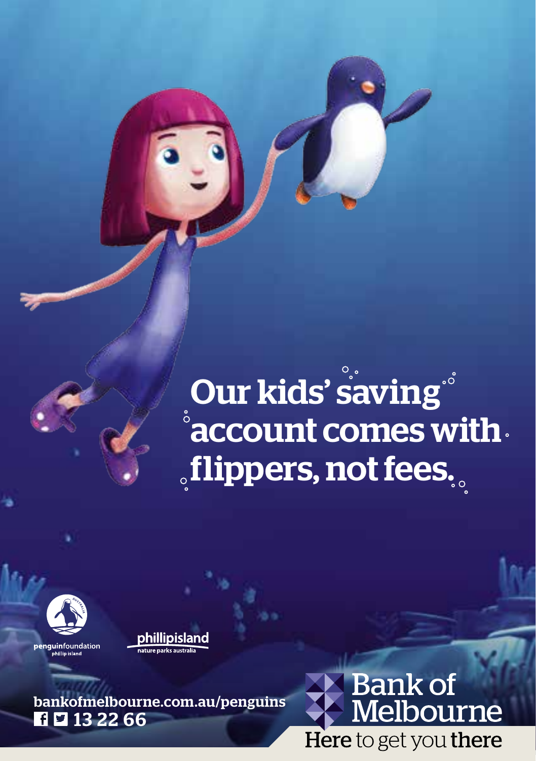# Our kids' saving account comes with flippers, not fees.

penguinfoundation
phillip island

phillipisland
nature parks australia

bankofmelbourne.com.au/penguins
13 22 66

Bank of Melbourne
Here to get you there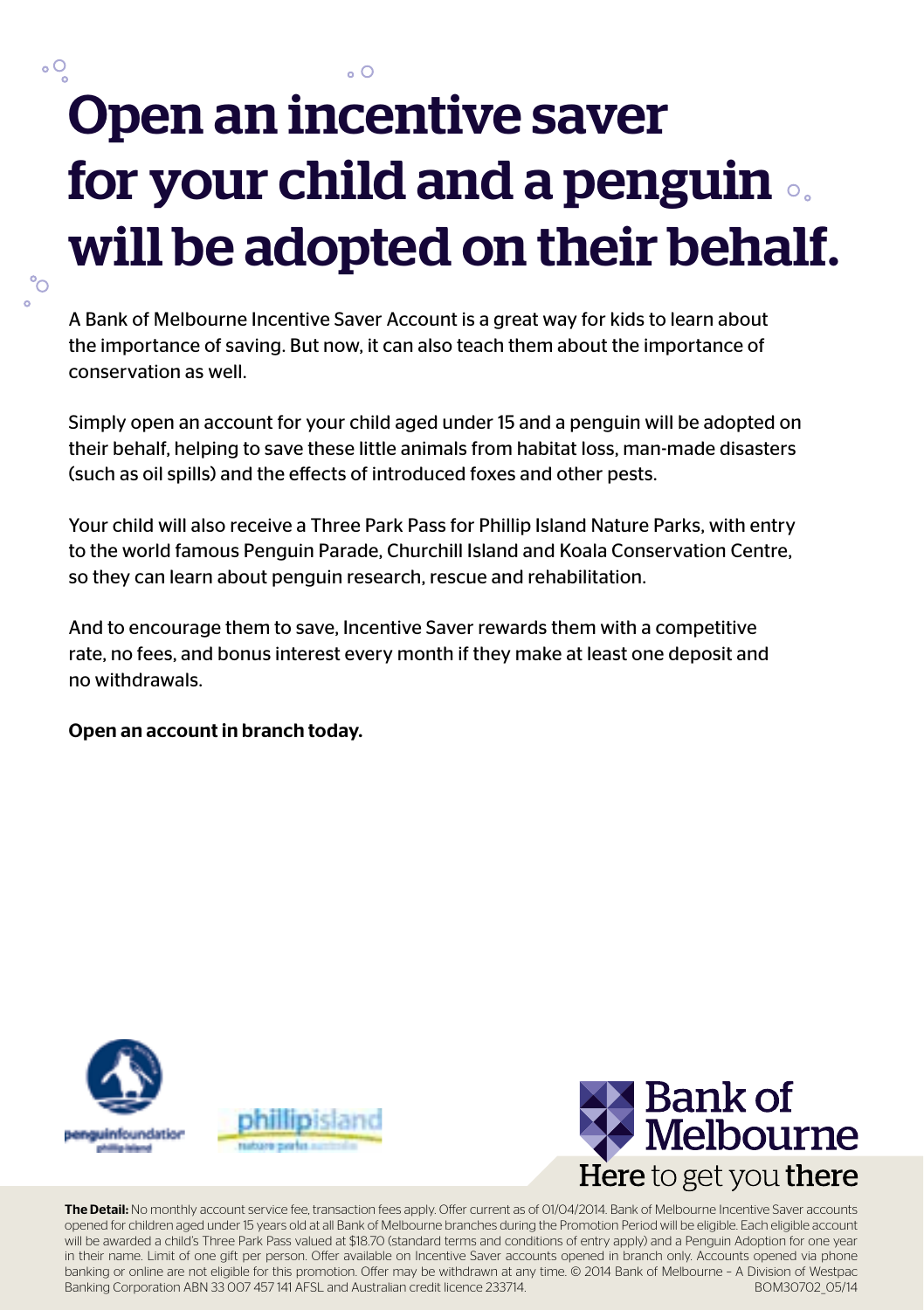# Open an incentive saver for your child and a penguin will be adopted on their behalf.

A Bank of Melbourne Incentive Saver Account is a great way for kids to learn about the importance of saving. But now, it can also teach them about the importance of conservation as well.

Simply open an account for your child aged under 15 and a penguin will be adopted on their behalf, helping to save these little animals from habitat loss, man-made disasters (such as oil spills) and the effects of introduced foxes and other pests.

Your child will also receive a Three Park Pass for Phillip Island Nature Parks, with entry to the world famous Penguin Parade, Churchill Island and Koala Conservation Centre, so they can learn about penguin research, rescue and rehabilitation.

And to encourage them to save, Incentive Saver rewards them with a competitive rate, no fees, and bonus interest every month if they make at least one deposit and no withdrawals.

**Open an account in branch today.**

penguinfoundation phillip island

phillipisland nature parks australia

Bank of Melbourne

Here to get you there

**The Detail:** No monthly account service fee, transaction fees apply. Offer current as of 01/04/2014. Bank of Melbourne Incentive Saver accounts opened for children aged under 15 years old at all Bank of Melbourne branches during the Promotion Period will be eligible. Each eligible account will be awarded a child's Three Park Pass valued at $18.70 (standard terms and conditions of entry apply) and a Penguin Adoption for one year in their name. Limit of one gift per person. Offer available on Incentive Saver accounts opened in branch only. Accounts opened via phone banking or online are not eligible for this promotion. Offer may be withdrawn at any time. © 2014 Bank of Melbourne – A Division of Westpac Banking Corporation ABN 33 007 457 141 AFSL and Australian credit licence 233714. BOM30702_05/14